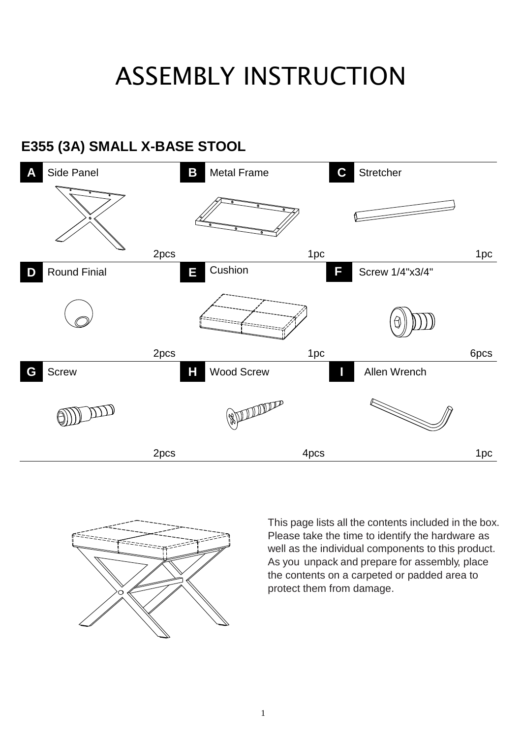# ASSEMBLY INSTRUCTION

## E355 (3A) SMALL X-BASE STOOL

| | | |
|---|---|---|
| **A** Side Panel — 2pcs | **B** Metal Frame — 1pc | **C** Stretcher — 1pc |
| **D** Round Finial — 2pcs | **E** Cushion — 1pc | **F** Screw 1/4"x3/4" — 6pcs |
| **G** Screw — 2pcs | **H** Wood Screw — 4pcs | **I** Allen Wrench — 1pc |

This page lists all the contents included in the box. Please take the time to identify the hardware as well as the individual components to this product. As you unpack and prepare for assembly, place the contents on a carpeted or padded area to protect them from damage.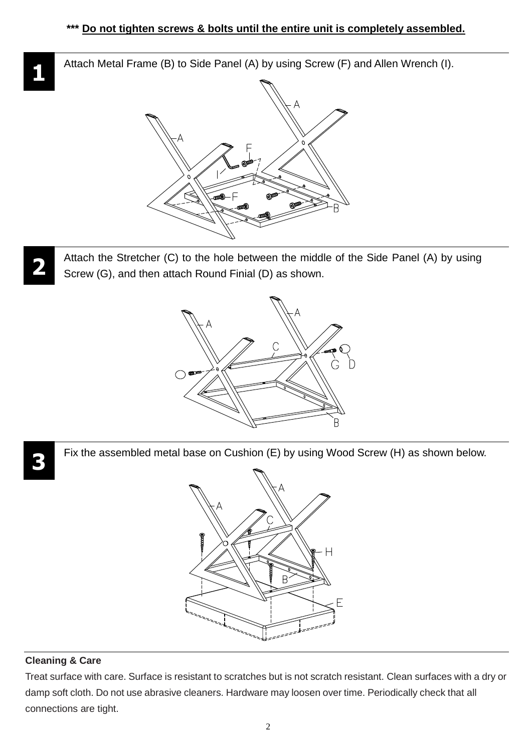**\*\*\* Do not tighten screws & bolts until the entire unit is completely assembled.**

## 1

Attach Metal Frame (B) to Side Panel (A) by using Screw (F) and Allen Wrench (I).

A
A
F
I
F
B

## 2

Attach the Stretcher (C) to the hole between the middle of the Side Panel (A) by using Screw (G), and then attach Round Finial (D) as shown.

A
A
C
G
D
B

## 3

Fix the assembled metal base on Cushion (E) by using Wood Screw (H) as shown below.

A
A
C
H
B
E

**Cleaning & Care**

Treat surface with care. Surface is resistant to scratches but is not scratch resistant. Clean surfaces with a dry or damp soft cloth. Do not use abrasive cleaners. Hardware may loosen over time. Periodically check that all connections are tight.